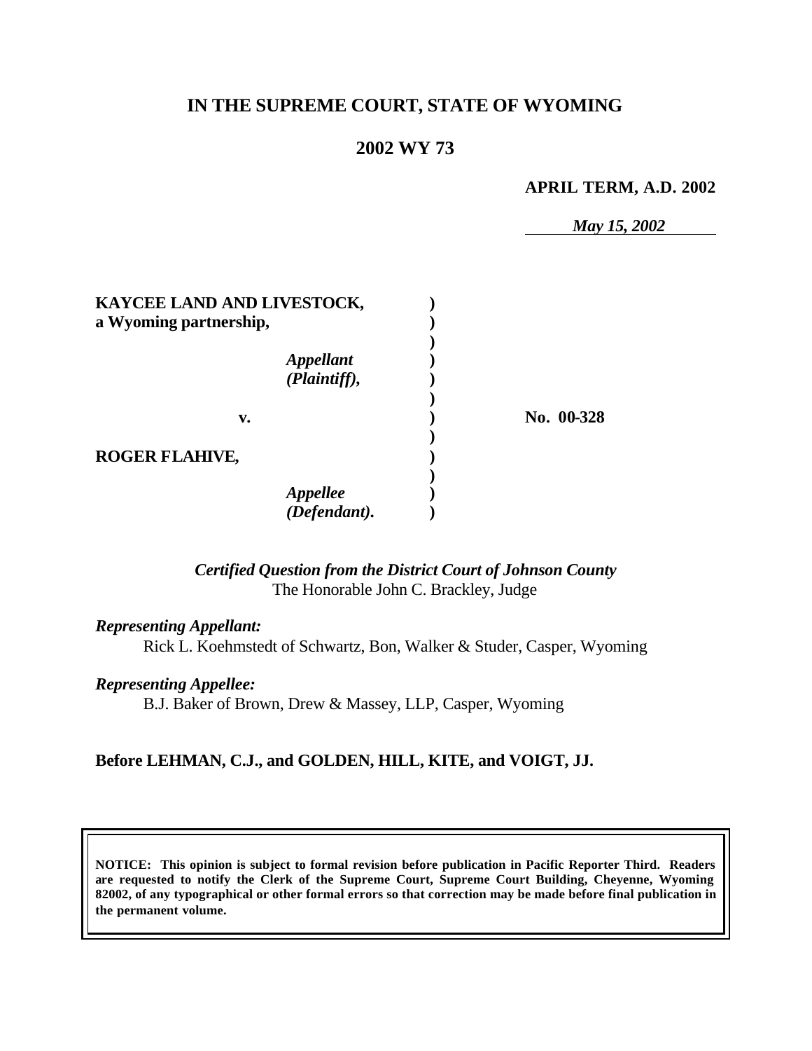# IN THE SUPREME COURT, STATE OF WYOMING

## 2002 WY 73

**APRIL TERM, A.D. 2002**

*May 15, 2002*

| | | |
|---|---|---|
| **KAYCEE LAND AND LIVESTOCK, a Wyoming partnership,** | **)** | |
| *Appellant (Plaintiff),* | **)** | |
| **v.** | **)** | **No. 00-328** |
| **ROGER FLAHIVE,** | **)** | |
| *Appellee (Defendant).* | **)** | |

*Certified Question from the District Court of Johnson County*
The Honorable John C. Brackley, Judge

*Representing Appellant:*
Rick L. Koehmstedt of Schwartz, Bon, Walker & Studer, Casper, Wyoming

*Representing Appellee:*
B.J. Baker of Brown, Drew & Massey, LLP, Casper, Wyoming

**Before LEHMAN, C.J., and GOLDEN, HILL, KITE, and VOIGT, JJ.**

**NOTICE: This opinion is subject to formal revision before publication in Pacific Reporter Third. Readers are requested to notify the Clerk of the Supreme Court, Supreme Court Building, Cheyenne, Wyoming 82002, of any typographical or other formal errors so that correction may be made before final publication in the permanent volume.**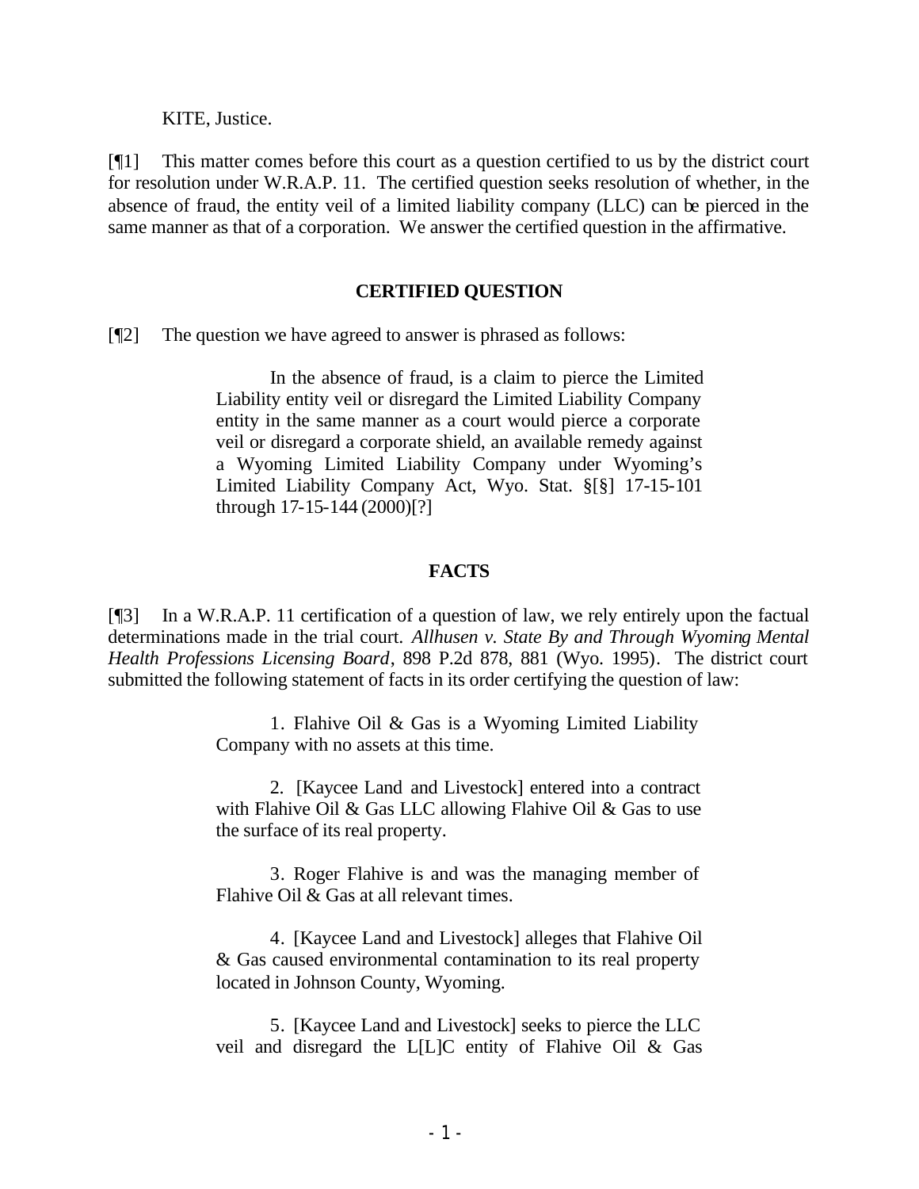KITE, Justice.

[¶1] This matter comes before this court as a question certified to us by the district court for resolution under W.R.A.P. 11. The certified question seeks resolution of whether, in the absence of fraud, the entity veil of a limited liability company (LLC) can be pierced in the same manner as that of a corporation. We answer the certified question in the affirmative.

## CERTIFIED QUESTION

[¶2] The question we have agreed to answer is phrased as follows:

> In the absence of fraud, is a claim to pierce the Limited Liability entity veil or disregard the Limited Liability Company entity in the same manner as a court would pierce a corporate veil or disregard a corporate shield, an available remedy against a Wyoming Limited Liability Company under Wyoming's Limited Liability Company Act, Wyo. Stat. §[§] 17-15-101 through 17-15-144 (2000)[?]

## FACTS

[¶3] In a W.R.A.P. 11 certification of a question of law, we rely entirely upon the factual determinations made in the trial court. *Allhusen v. State By and Through Wyoming Mental Health Professions Licensing Board*, 898 P.2d 878, 881 (Wyo. 1995). The district court submitted the following statement of facts in its order certifying the question of law:

> 1. Flahive Oil & Gas is a Wyoming Limited Liability Company with no assets at this time.
>
> 2. [Kaycee Land and Livestock] entered into a contract with Flahive Oil & Gas LLC allowing Flahive Oil & Gas to use the surface of its real property.
>
> 3. Roger Flahive is and was the managing member of Flahive Oil & Gas at all relevant times.
>
> 4. [Kaycee Land and Livestock] alleges that Flahive Oil & Gas caused environmental contamination to its real property located in Johnson County, Wyoming.
>
> 5. [Kaycee Land and Livestock] seeks to pierce the LLC veil and disregard the L[L]C entity of Flahive Oil & Gas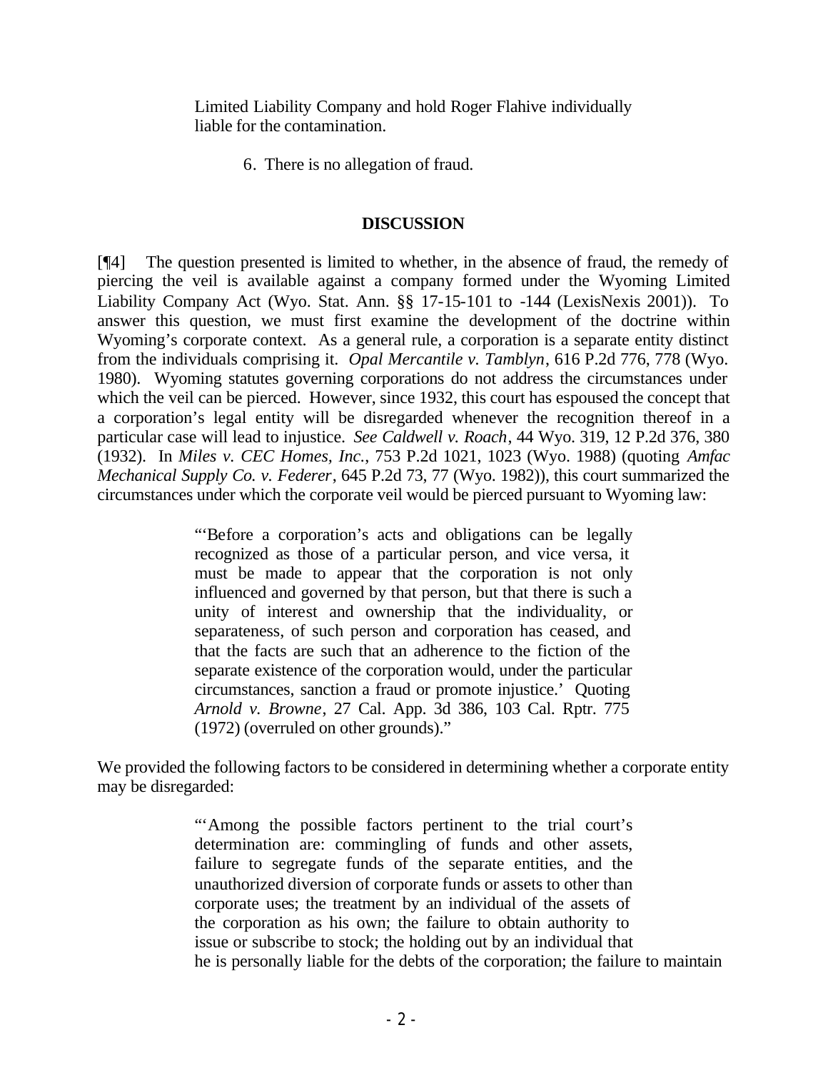> Limited Liability Company and hold Roger Flahive individually liable for the contamination.
>
> 6. There is no allegation of fraud.

## DISCUSSION

[¶4] The question presented is limited to whether, in the absence of fraud, the remedy of piercing the veil is available against a company formed under the Wyoming Limited Liability Company Act (Wyo. Stat. Ann. §§ 17-15-101 to -144 (LexisNexis 2001)). To answer this question, we must first examine the development of the doctrine within Wyoming's corporate context. As a general rule, a corporation is a separate entity distinct from the individuals comprising it. *Opal Mercantile v. Tamblyn*, 616 P.2d 776, 778 (Wyo. 1980). Wyoming statutes governing corporations do not address the circumstances under which the veil can be pierced. However, since 1932, this court has espoused the concept that a corporation's legal entity will be disregarded whenever the recognition thereof in a particular case will lead to injustice. *See Caldwell v. Roach*, 44 Wyo. 319, 12 P.2d 376, 380 (1932). In *Miles v. CEC Homes, Inc.*, 753 P.2d 1021, 1023 (Wyo. 1988) (quoting *Amfac Mechanical Supply Co. v. Federer*, 645 P.2d 73, 77 (Wyo. 1982)), this court summarized the circumstances under which the corporate veil would be pierced pursuant to Wyoming law:

> "'Before a corporation's acts and obligations can be legally recognized as those of a particular person, and vice versa, it must be made to appear that the corporation is not only influenced and governed by that person, but that there is such a unity of interest and ownership that the individuality, or separateness, of such person and corporation has ceased, and that the facts are such that an adherence to the fiction of the separate existence of the corporation would, under the particular circumstances, sanction a fraud or promote injustice.' Quoting *Arnold v. Browne*, 27 Cal. App. 3d 386, 103 Cal. Rptr. 775 (1972) (overruled on other grounds)."

We provided the following factors to be considered in determining whether a corporate entity may be disregarded:

> "'Among the possible factors pertinent to the trial court's determination are: commingling of funds and other assets, failure to segregate funds of the separate entities, and the unauthorized diversion of corporate funds or assets to other than corporate uses; the treatment by an individual of the assets of the corporation as his own; the failure to obtain authority to issue or subscribe to stock; the holding out by an individual that he is personally liable for the debts of the corporation; the failure to maintain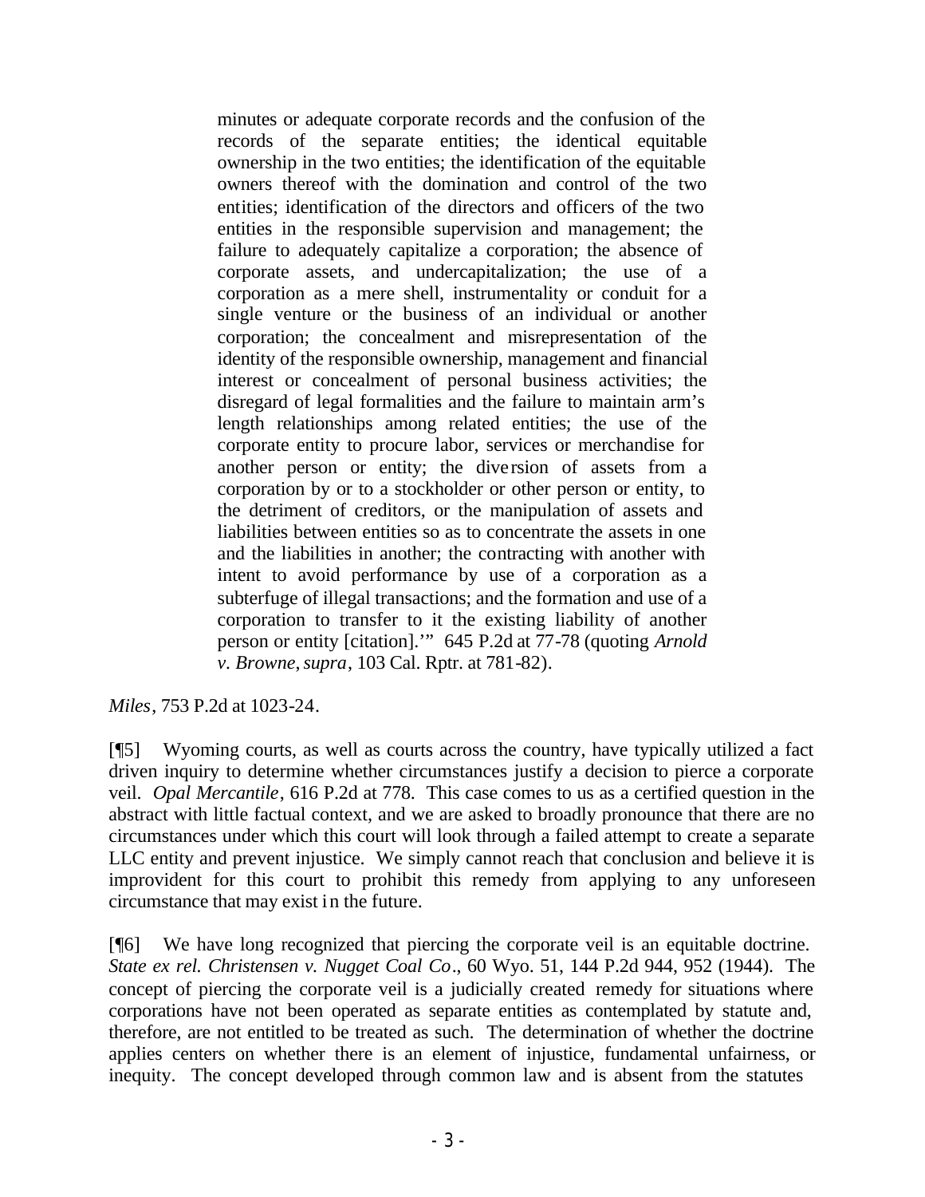> minutes or adequate corporate records and the confusion of the records of the separate entities; the identical equitable ownership in the two entities; the identification of the equitable owners thereof with the domination and control of the two entities; identification of the directors and officers of the two entities in the responsible supervision and management; the failure to adequately capitalize a corporation; the absence of corporate assets, and undercapitalization; the use of a corporation as a mere shell, instrumentality or conduit for a single venture or the business of an individual or another corporation; the concealment and misrepresentation of the identity of the responsible ownership, management and financial interest or concealment of personal business activities; the disregard of legal formalities and the failure to maintain arm's length relationships among related entities; the use of the corporate entity to procure labor, services or merchandise for another person or entity; the diversion of assets from a corporation by or to a stockholder or other person or entity, to the detriment of creditors, or the manipulation of assets and liabilities between entities so as to concentrate the assets in one and the liabilities in another; the contracting with another with intent to avoid performance by use of a corporation as a subterfuge of illegal transactions; and the formation and use of a corporation to transfer to it the existing liability of another person or entity [citation].'" 645 P.2d at 77-78 (quoting *Arnold v. Browne, supra*, 103 Cal. Rptr. at 781-82).

*Miles*, 753 P.2d at 1023-24.

[¶5] Wyoming courts, as well as courts across the country, have typically utilized a fact driven inquiry to determine whether circumstances justify a decision to pierce a corporate veil. *Opal Mercantile*, 616 P.2d at 778. This case comes to us as a certified question in the abstract with little factual context, and we are asked to broadly pronounce that there are no circumstances under which this court will look through a failed attempt to create a separate LLC entity and prevent injustice. We simply cannot reach that conclusion and believe it is improvident for this court to prohibit this remedy from applying to any unforeseen circumstance that may exist in the future.

[¶6] We have long recognized that piercing the corporate veil is an equitable doctrine. *State ex rel. Christensen v. Nugget Coal Co*., 60 Wyo. 51, 144 P.2d 944, 952 (1944). The concept of piercing the corporate veil is a judicially created remedy for situations where corporations have not been operated as separate entities as contemplated by statute and, therefore, are not entitled to be treated as such. The determination of whether the doctrine applies centers on whether there is an element of injustice, fundamental unfairness, or inequity. The concept developed through common law and is absent from the statutes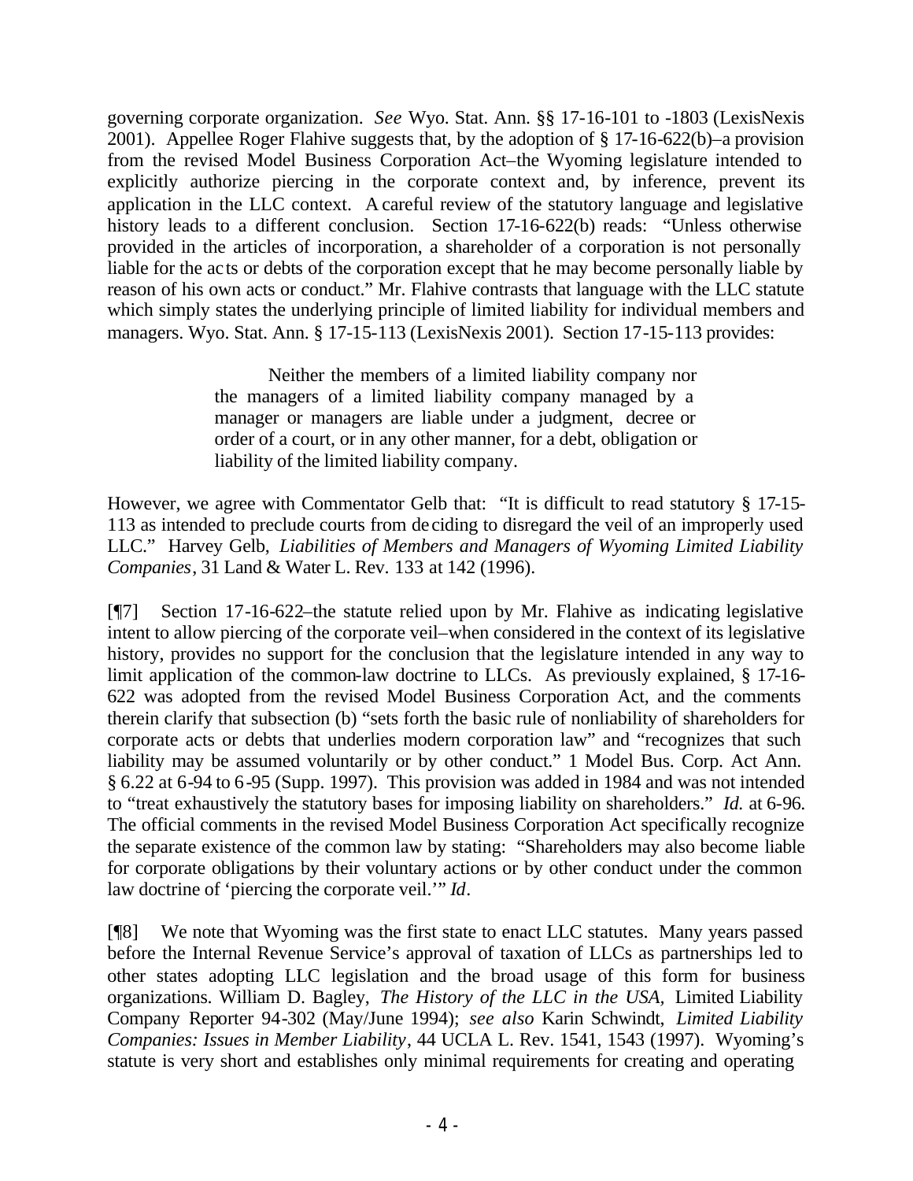governing corporate organization. *See* Wyo. Stat. Ann. §§ 17-16-101 to -1803 (LexisNexis 2001). Appellee Roger Flahive suggests that, by the adoption of § 17-16-622(b)–a provision from the revised Model Business Corporation Act–the Wyoming legislature intended to explicitly authorize piercing in the corporate context and, by inference, prevent its application in the LLC context. A careful review of the statutory language and legislative history leads to a different conclusion. Section 17-16-622(b) reads: "Unless otherwise provided in the articles of incorporation, a shareholder of a corporation is not personally liable for the acts or debts of the corporation except that he may become personally liable by reason of his own acts or conduct." Mr. Flahive contrasts that language with the LLC statute which simply states the underlying principle of limited liability for individual members and managers. Wyo. Stat. Ann. § 17-15-113 (LexisNexis 2001). Section 17-15-113 provides:

> Neither the members of a limited liability company nor the managers of a limited liability company managed by a manager or managers are liable under a judgment, decree or order of a court, or in any other manner, for a debt, obligation or liability of the limited liability company.

However, we agree with Commentator Gelb that: "It is difficult to read statutory § 17-15-113 as intended to preclude courts from deciding to disregard the veil of an improperly used LLC." Harvey Gelb, *Liabilities of Members and Managers of Wyoming Limited Liability Companies*, 31 Land & Water L. Rev. 133 at 142 (1996).

[¶7] Section 17-16-622–the statute relied upon by Mr. Flahive as indicating legislative intent to allow piercing of the corporate veil–when considered in the context of its legislative history, provides no support for the conclusion that the legislature intended in any way to limit application of the common-law doctrine to LLCs. As previously explained, § 17-16-622 was adopted from the revised Model Business Corporation Act, and the comments therein clarify that subsection (b) "sets forth the basic rule of nonliability of shareholders for corporate acts or debts that underlies modern corporation law" and "recognizes that such liability may be assumed voluntarily or by other conduct." 1 Model Bus. Corp. Act Ann. § 6.22 at 6-94 to 6-95 (Supp. 1997). This provision was added in 1984 and was not intended to "treat exhaustively the statutory bases for imposing liability on shareholders." *Id.* at 6-96. The official comments in the revised Model Business Corporation Act specifically recognize the separate existence of the common law by stating: "Shareholders may also become liable for corporate obligations by their voluntary actions or by other conduct under the common law doctrine of 'piercing the corporate veil.'" *Id*.

[¶8] We note that Wyoming was the first state to enact LLC statutes. Many years passed before the Internal Revenue Service's approval of taxation of LLCs as partnerships led to other states adopting LLC legislation and the broad usage of this form for business organizations. William D. Bagley, *The History of the LLC in the USA*, Limited Liability Company Reporter 94-302 (May/June 1994); *see also* Karin Schwindt, *Limited Liability Companies: Issues in Member Liability*, 44 UCLA L. Rev. 1541, 1543 (1997). Wyoming's statute is very short and establishes only minimal requirements for creating and operating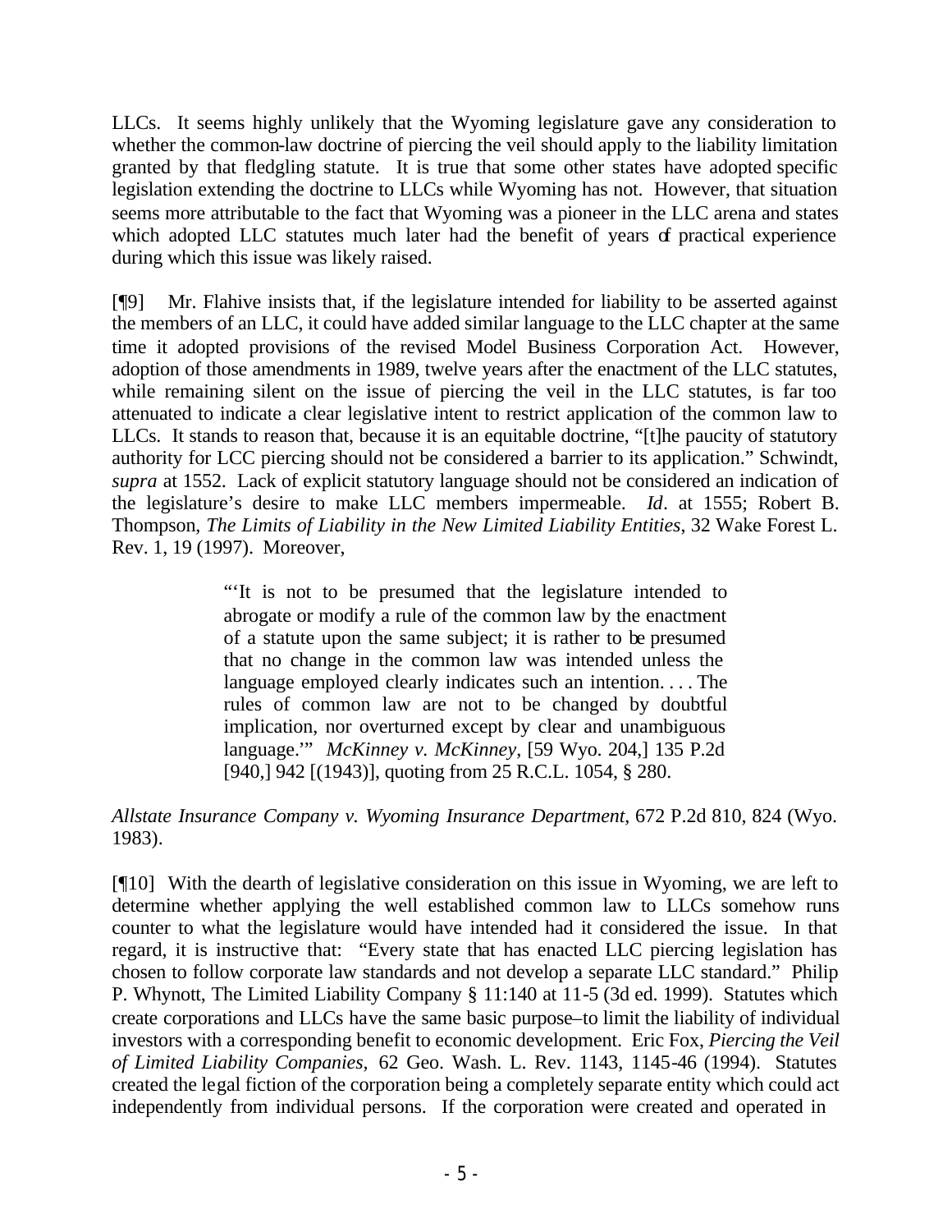LLCs. It seems highly unlikely that the Wyoming legislature gave any consideration to whether the common-law doctrine of piercing the veil should apply to the liability limitation granted by that fledgling statute. It is true that some other states have adopted specific legislation extending the doctrine to LLCs while Wyoming has not. However, that situation seems more attributable to the fact that Wyoming was a pioneer in the LLC arena and states which adopted LLC statutes much later had the benefit of years of practical experience during which this issue was likely raised.

[¶9] Mr. Flahive insists that, if the legislature intended for liability to be asserted against the members of an LLC, it could have added similar language to the LLC chapter at the same time it adopted provisions of the revised Model Business Corporation Act. However, adoption of those amendments in 1989, twelve years after the enactment of the LLC statutes, while remaining silent on the issue of piercing the veil in the LLC statutes, is far too attenuated to indicate a clear legislative intent to restrict application of the common law to LLCs. It stands to reason that, because it is an equitable doctrine, "[t]he paucity of statutory authority for LCC piercing should not be considered a barrier to its application." Schwindt, *supra* at 1552. Lack of explicit statutory language should not be considered an indication of the legislature's desire to make LLC members impermeable. *Id*. at 1555; Robert B. Thompson, *The Limits of Liability in the New Limited Liability Entities*, 32 Wake Forest L. Rev. 1, 19 (1997). Moreover,

> "'It is not to be presumed that the legislature intended to abrogate or modify a rule of the common law by the enactment of a statute upon the same subject; it is rather to be presumed that no change in the common law was intended unless the language employed clearly indicates such an intention. . . . The rules of common law are not to be changed by doubtful implication, nor overturned except by clear and unambiguous language.'" *McKinney v. McKinney*, [59 Wyo. 204,] 135 P.2d [940,] 942 [(1943)], quoting from 25 R.C.L. 1054, § 280.

*Allstate Insurance Company v. Wyoming Insurance Department*, 672 P.2d 810, 824 (Wyo. 1983).

[¶10] With the dearth of legislative consideration on this issue in Wyoming, we are left to determine whether applying the well established common law to LLCs somehow runs counter to what the legislature would have intended had it considered the issue. In that regard, it is instructive that: "Every state that has enacted LLC piercing legislation has chosen to follow corporate law standards and not develop a separate LLC standard." Philip P. Whynott, The Limited Liability Company § 11:140 at 11-5 (3d ed. 1999). Statutes which create corporations and LLCs have the same basic purpose–to limit the liability of individual investors with a corresponding benefit to economic development. Eric Fox, *Piercing the Veil of Limited Liability Companies*, 62 Geo. Wash. L. Rev. 1143, 1145-46 (1994). Statutes created the legal fiction of the corporation being a completely separate entity which could act independently from individual persons. If the corporation were created and operated in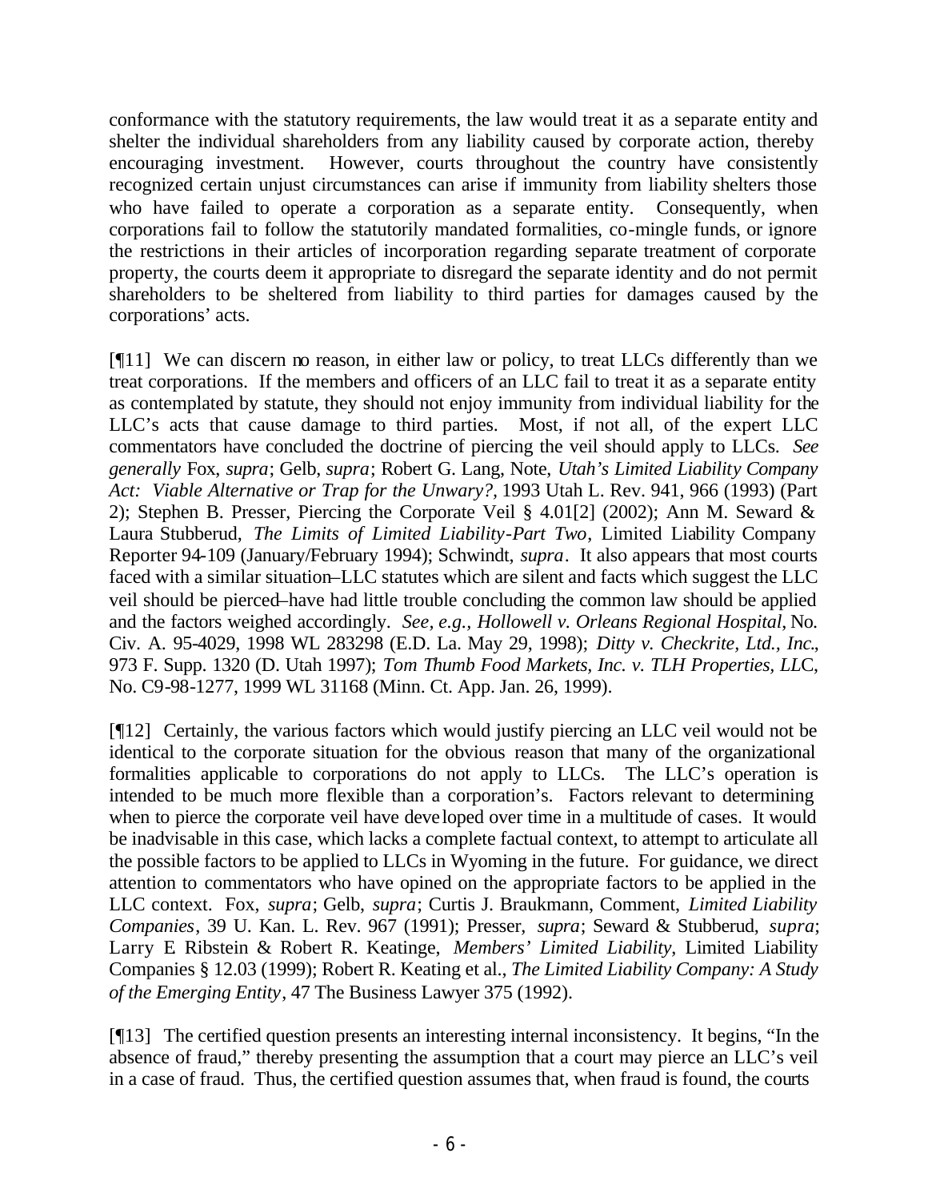conformance with the statutory requirements, the law would treat it as a separate entity and shelter the individual shareholders from any liability caused by corporate action, thereby encouraging investment. However, courts throughout the country have consistently recognized certain unjust circumstances can arise if immunity from liability shelters those who have failed to operate a corporation as a separate entity. Consequently, when corporations fail to follow the statutorily mandated formalities, co-mingle funds, or ignore the restrictions in their articles of incorporation regarding separate treatment of corporate property, the courts deem it appropriate to disregard the separate identity and do not permit shareholders to be sheltered from liability to third parties for damages caused by the corporations' acts.

[¶11] We can discern no reason, in either law or policy, to treat LLCs differently than we treat corporations. If the members and officers of an LLC fail to treat it as a separate entity as contemplated by statute, they should not enjoy immunity from individual liability for the LLC's acts that cause damage to third parties. Most, if not all, of the expert LLC commentators have concluded the doctrine of piercing the veil should apply to LLCs. *See generally* Fox, *supra*; Gelb, *supra*; Robert G. Lang, Note, *Utah's Limited Liability Company Act: Viable Alternative or Trap for the Unwary?*, 1993 Utah L. Rev. 941, 966 (1993) (Part 2); Stephen B. Presser, Piercing the Corporate Veil § 4.01[2] (2002); Ann M. Seward & Laura Stubberud, *The Limits of Limited Liability-Part Two*, Limited Liability Company Reporter 94-109 (January/February 1994); Schwindt, *supra*. It also appears that most courts faced with a similar situation–LLC statutes which are silent and facts which suggest the LLC veil should be pierced–have had little trouble concluding the common law should be applied and the factors weighed accordingly. *See, e.g., Hollowell v. Orleans Regional Hospital*, No. Civ. A. 95-4029, 1998 WL 283298 (E.D. La. May 29, 1998); *Ditty v. Checkrite, Ltd., Inc.*, 973 F. Supp. 1320 (D. Utah 1997); *Tom Thumb Food Markets, Inc. v. TLH Properties, LLC*, No. C9-98-1277, 1999 WL 31168 (Minn. Ct. App. Jan. 26, 1999).

[¶12] Certainly, the various factors which would justify piercing an LLC veil would not be identical to the corporate situation for the obvious reason that many of the organizational formalities applicable to corporations do not apply to LLCs. The LLC's operation is intended to be much more flexible than a corporation's. Factors relevant to determining when to pierce the corporate veil have developed over time in a multitude of cases. It would be inadvisable in this case, which lacks a complete factual context, to attempt to articulate all the possible factors to be applied to LLCs in Wyoming in the future. For guidance, we direct attention to commentators who have opined on the appropriate factors to be applied in the LLC context. Fox, *supra*; Gelb, *supra*; Curtis J. Braukmann, Comment, *Limited Liability Companies*, 39 U. Kan. L. Rev. 967 (1991); Presser, *supra*; Seward & Stubberud, *supra*; Larry E. Ribstein & Robert R. Keatinge, *Members' Limited Liability*, Limited Liability Companies § 12.03 (1999); Robert R. Keating et al., *The Limited Liability Company: A Study of the Emerging Entity*, 47 The Business Lawyer 375 (1992).

[¶13] The certified question presents an interesting internal inconsistency. It begins, "In the absence of fraud," thereby presenting the assumption that a court may pierce an LLC's veil in a case of fraud. Thus, the certified question assumes that, when fraud is found, the courts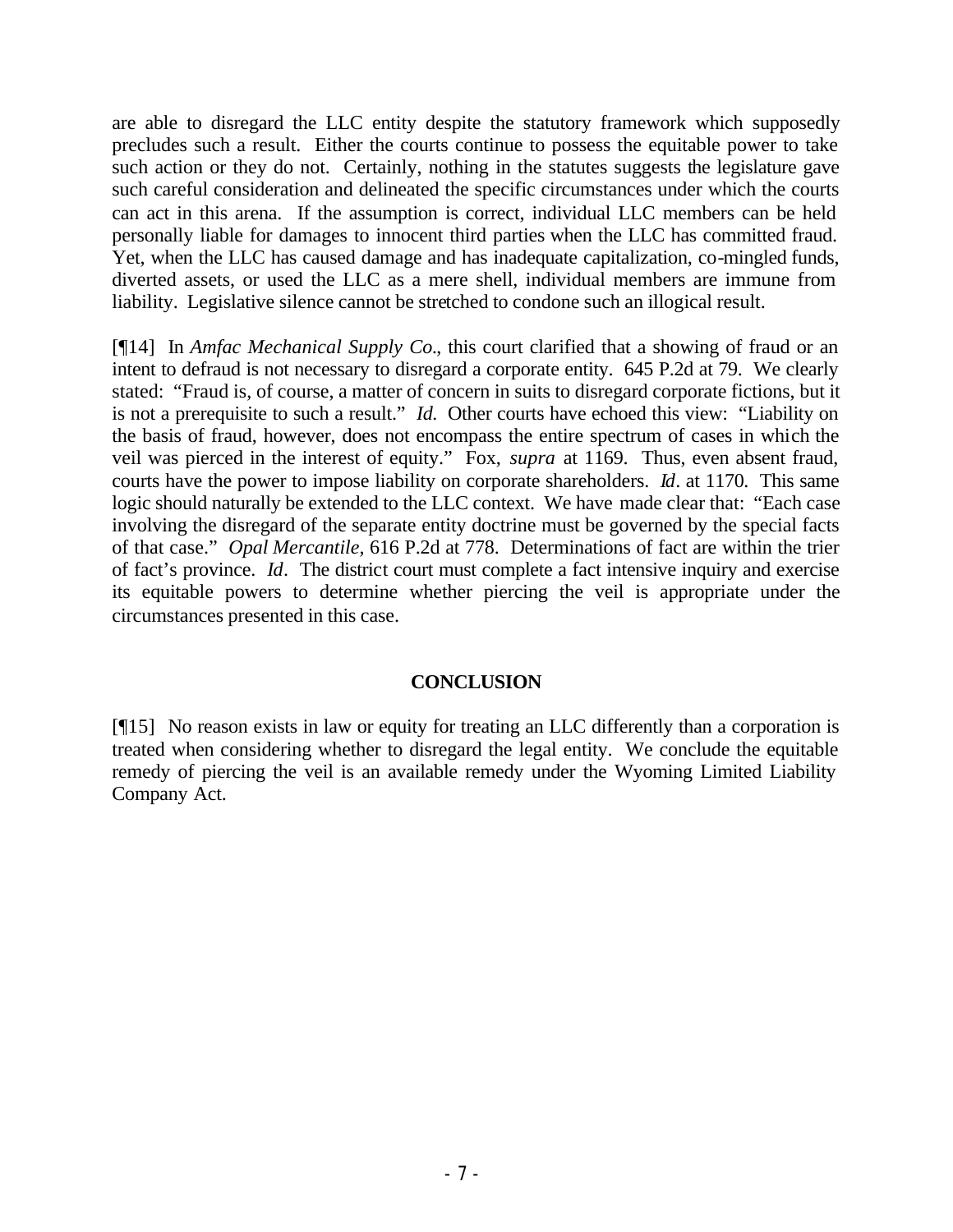are able to disregard the LLC entity despite the statutory framework which supposedly precludes such a result. Either the courts continue to possess the equitable power to take such action or they do not. Certainly, nothing in the statutes suggests the legislature gave such careful consideration and delineated the specific circumstances under which the courts can act in this arena. If the assumption is correct, individual LLC members can be held personally liable for damages to innocent third parties when the LLC has committed fraud. Yet, when the LLC has caused damage and has inadequate capitalization, co-mingled funds, diverted assets, or used the LLC as a mere shell, individual members are immune from liability. Legislative silence cannot be stretched to condone such an illogical result.

[¶14] In *Amfac Mechanical Supply Co*., this court clarified that a showing of fraud or an intent to defraud is not necessary to disregard a corporate entity. 645 P.2d at 79. We clearly stated: "Fraud is, of course, a matter of concern in suits to disregard corporate fictions, but it is not a prerequisite to such a result." *Id.* Other courts have echoed this view: "Liability on the basis of fraud, however, does not encompass the entire spectrum of cases in which the veil was pierced in the interest of equity." Fox, *supra* at 1169. Thus, even absent fraud, courts have the power to impose liability on corporate shareholders. *Id*. at 1170. This same logic should naturally be extended to the LLC context. We have made clear that: "Each case involving the disregard of the separate entity doctrine must be governed by the special facts of that case." *Opal Mercantile*, 616 P.2d at 778. Determinations of fact are within the trier of fact's province. *Id*. The district court must complete a fact intensive inquiry and exercise its equitable powers to determine whether piercing the veil is appropriate under the circumstances presented in this case.

## CONCLUSION

[¶15] No reason exists in law or equity for treating an LLC differently than a corporation is treated when considering whether to disregard the legal entity. We conclude the equitable remedy of piercing the veil is an available remedy under the Wyoming Limited Liability Company Act.